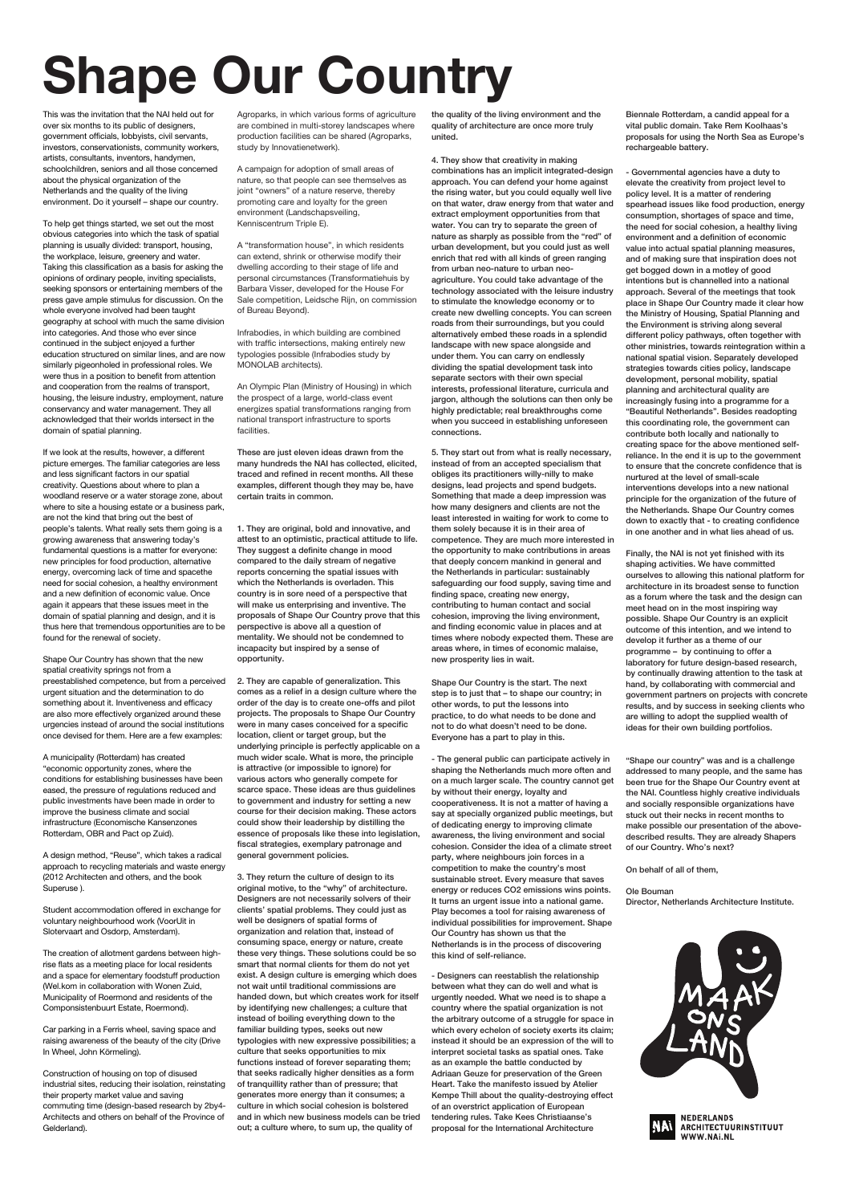# Shape Our Country

This was the invitation that the NAI held out for over six months to its public of designers, government officials, lobbyists, civil servants, investors, conservationists, community workers, artists, consultants, inventors, handymen, schoolchildren, seniors and all those concerned about the physical organization of the Netherlands and the quality of the living environment. Do it yourself – shape our country.

To help get things started, we set out the most obvious categories into which the task of spatial planning is usually divided: transport, housing, the workplace, leisure, greenery and water. Taking this classification as a basis for asking the opinions of ordinary people, inviting specialists, seeking sponsors or entertaining members of the press gave ample stimulus for discussion. On the whole everyone involved had been taught geography at school with much the same division into categories. And those who ever since continued in the subject enjoyed a further education structured on similar lines, and are now similarly pigeonholed in professional roles. We were thus in a position to benefit from attention and cooperation from the realms of transport, housing, the leisure industry, employment, nature conservancy and water management. They all acknowledged that their worlds intersect in the domain of spatial planning.

If we look at the results, however, a different picture emerges. The familiar categories are less and less significant factors in our spatial creativity. Questions about where to plan a woodland reserve or a water storage zone, about where to site a housing estate or a business park, are not the kind that bring out the best of people's talents. What really sets them going is a growing awareness that answering today's fundamental questions is a matter for everyone: new principles for food production, alternative energy, overcoming lack of time and spacethe need for social cohesion, a healthy environment and a new definition of economic value. Once again it appears that these issues meet in the domain of spatial planning and design, and it is thus here that tremendous opportunities are to be found for the renewal of society.

Shape Our Country has shown that the new spatial creativity springs not from a preestablished competence, but from a perceived urgent situation and the determination to do something about it. Inventiveness and efficacy are also more effectively organized around these urgencies instead of around the social institutions once devised for them. Here are a few examples:

A municipality (Rotterdam) has created "economic opportunity zones, where the conditions for establishing businesses have been eased, the pressure of regulations reduced and public investments have been made in order to improve the business climate and social infrastructure (Economische Kansenzones Rotterdam, OBR and Pact op Zuid).

A design method, "Reuse", which takes a radical approach to recycling materials and waste energy (2012 Architecten and others, and the book Superuse ).

Student accommodation offered in exchange for voluntary neighbourhood work (VoorUit in Slotervaart and Osdorp, Amsterdam).

The creation of allotment gardens between high-rise flats as a meeting place for local residents and a space for elementary foodstuff production (Wel.kom in collaboration with Wonen Zuid, Municipality of Roermond and residents of the Componsistenbuurt Estate, Roermond).

Car parking in a Ferris wheel, saving space and raising awareness of the beauty of the city (Drive In Wheel, John Körmeling).

Construction of housing on top of disused industrial sites, reducing their isolation, reinstating their property market value and saving commuting time (design-based research by 2by4-Architects and others on behalf of the Province of Gelderland).

Agroparks, in which various forms of agriculture are combined in multi-storey landscapes where production facilities can be shared (Agroparks, study by Innovatienetwerk).

A campaign for adoption of small areas of nature, so that people can see themselves as joint "owners" of a nature reserve, thereby promoting care and loyalty for the green environment (Landschapsveiling, Kenniscentrum Triple E).

A "transformation house", in which residents can extend, shrink or otherwise modify their dwelling according to their stage of life and personal circumstances (Transformatiehuis by Barbara Visser, developed for the House For Sale competition, Leidsche Rijn, on commission of Bureau Beyond).

Infrabodies, in which building are combined with traffic intersections, making entirely new typologies possible (Infrabodies study by MONOLAB architects).

An Olympic Plan (Ministry of Housing) in which the prospect of a large, world-class event energizes spatial transformations ranging from national transport infrastructure to sports facilities.

These are just eleven ideas drawn from the many hundreds the NAI has collected, elicited, traced and refined in recent months. All these examples, different though they may be, have certain traits in common.

1. They are original, bold and innovative, and attest to an optimistic, practical attitude to life. They suggest a definite change in mood compared to the daily stream of negative reports concerning the spatial issues with which the Netherlands is overladen. This country is in sore need of a perspective that will make us enterprising and inventive. The proposals of Shape Our Country prove that this perspective is above all a question of mentality. We should not be condemned to incapacity but inspired by a sense of opportunity.

2. They are capable of generalization. This comes as a relief in a design culture where the order of the day is to create one-offs and pilot projects. The proposals to Shape Our Country were in many cases conceived for a specific location, client or target group, but the underlying principle is perfectly applicable on a much wider scale. What is more, the principle is attractive (or impossible to ignore) for various actors who generally compete for scarce space. These ideas are thus guidelines to government and industry for setting a new course for their decision making. These actors could show their leadership by distilling the essence of proposals like these into legislation, fiscal strategies, exemplary patronage and general government policies.

3. They return the culture of design to its original motive, to the "why" of architecture. Designers are not necessarily solvers of their clients' spatial problems. They could just as well be designers of spatial forms of organization and relation that, instead of consuming space, energy or nature, create these very things. These solutions could be so smart that normal clients for them do not yet exist. A design culture is emerging which does not wait until traditional commissions are handed down, but which creates work for itself by identifying new challenges; a culture that instead of boiling everything down to the familiar building types, seeks out new typologies with new expressive possibilities; a culture that seeks opportunities to mix functions instead of forever separating them; that seeks radically higher densities as a form of tranquillity rather than of pressure; that generates more energy than it consumes; a culture in which social cohesion is bolstered and in which new business models can be tried out; a culture where, to sum up, the quality of the quality of the living environment and the quality of architecture are once more truly united.

4. They show that creativity in making combinations has an implicit integrated-design approach. You can defend your home against the rising water, but you could equally well live on that water, draw energy from that water and extract employment opportunities from that water. You can try to separate the green of nature as sharply as possible from the "red" of urban development, but you could just as well enrich that red with all kinds of green ranging from urban neo-nature to urban neo-agriculture. You could take advantage of the technology associated with the leisure industry to stimulate the knowledge economy or to create new dwelling concepts. You can screen roads from their surroundings, but you could alternatively embed these roads in a splendid landscape with new space alongside and under them. You can carry on endlessly dividing the spatial development task into separate sectors with their own special interests, professional literature, curricula and jargon, although the solutions can then only be highly predictable; real breakthroughs come when you succeed in establishing unforeseen connections.

5. They start out from what is really necessary, instead of from an accepted specialism that obliges its practitioners willy-nilly to make designs, lead projects and spend budgets. Something that made a deep impression was how many designers and clients are not the least interested in waiting for work to come to them solely because it is in their area of competence. They are much more interested in the opportunity to make contributions in areas that deeply concern mankind in general and the Netherlands in particular: sustainably safeguarding our food supply, saving time and finding space, creating new energy, contributing to human contact and social cohesion, improving the living environment, and finding economic value in places and at times where nobody expected them. These are areas where, in times of economic malaise, new prosperity lies in wait.

Shape Our Country is the start. The next step is to just that – to shape our country; in other words, to put the lessons into practice, to do what needs to be done and not to do what doesn't need to be done. Everyone has a part to play in this.

- The general public can participate actively in shaping the Netherlands much more often and on a much larger scale. The country cannot get by without their energy, loyalty and cooperativeness. It is not a matter of having a say at specially organized public meetings, but of dedicating energy to improving climate awareness, the living environment and social cohesion. Consider the idea of a climate street party, where neighbours join forces in a competition to make the country's most sustainable street. Every measure that saves energy or reduces CO2 emissions wins points. It turns an urgent issue into a national game. Play becomes a tool for raising awareness of individual possibilities for improvement. Shape Our Country has shown us that the Netherlands is in the process of discovering this kind of self-reliance.

- Designers can reestablish the relationship between what they can do well and what is urgently needed. What we need is to shape a country where the spatial organization is not the arbitrary outcome of a struggle for space in which every echelon of society exerts its claim; instead it should be an expression of the will to interpret societal tasks as spatial ones. Take as an example the battle conducted by Adriaan Geuze for preservation of the Green Heart. Take the manifesto issued by Atelier Kempe Thill about the quality-destroying effect of an overstrict application of European tendering rules. Take Kees Christiaanse's proposal for the International Architecture Biennale Rotterdam, a candid appeal for a vital public domain. Take Rem Koolhaas's proposals for using the North Sea as Europe's rechargeable battery.

- Governmental agencies have a duty to elevate the creativity from project level to policy level. It is a matter of rendering spearhead issues like food production, energy consumption, shortages of space and time, the need for social cohesion, a healthy living environment and a definition of economic value into actual spatial planning measures, and of making sure that inspiration does not get bogged down in a motley of good intentions but is channelled into a national approach. Several of the meetings that took place in Shape Our Country made it clear how the Ministry of Housing, Spatial Planning and the Environment is striving along several different policy pathways, often together with other ministries, towards reintegration within a national spatial vision. Separately developed strategies towards cities policy, landscape development, personal mobility, spatial planning and architectural quality are increasingly fusing into a programme for a "Beautiful Netherlands". Besides readopting this coordinating role, the government can contribute both locally and nationally to creating space for the above mentioned self-reliance. In the end it is up to the government to ensure that the concrete confidence that is nurtured at the level of small-scale interventions develops into a new national principle for the organization of the future of the Netherlands. Shape Our Country comes down to exactly that - to creating confidence in one another and in what lies ahead of us.

Finally, the NAI is not yet finished with its shaping activities. We have committed ourselves to allowing this national platform for architecture in its broadest sense to function as a forum where the task and the design can meet head on in the most inspiring way possible. Shape Our Country is an explicit outcome of this intention, and we intend to develop it further as a theme of our programme – by continuing to offer a laboratory for future design-based research, by continually drawing attention to the task at hand, by collaborating with commercial and government partners on projects with concrete results, and by success in seeking clients who are willing to adopt the supplied wealth of ideas for their own building portfolios.

"Shape our country" was and is a challenge addressed to many people, and the same has been true for the Shape Our Country event at the NAI. Countless highly creative individuals and socially responsible organizations have stuck out their necks in recent months to make possible our presentation of the above-described results. They are already Shapers of our Country. Who's next?

On behalf of all of them,

Ole Bouman
Director, Netherlands Architecture Institute.

MAAK ONS LAND

NEDERLANDS ARCHITECTUURINSTITUUT
WWW.NAI.NL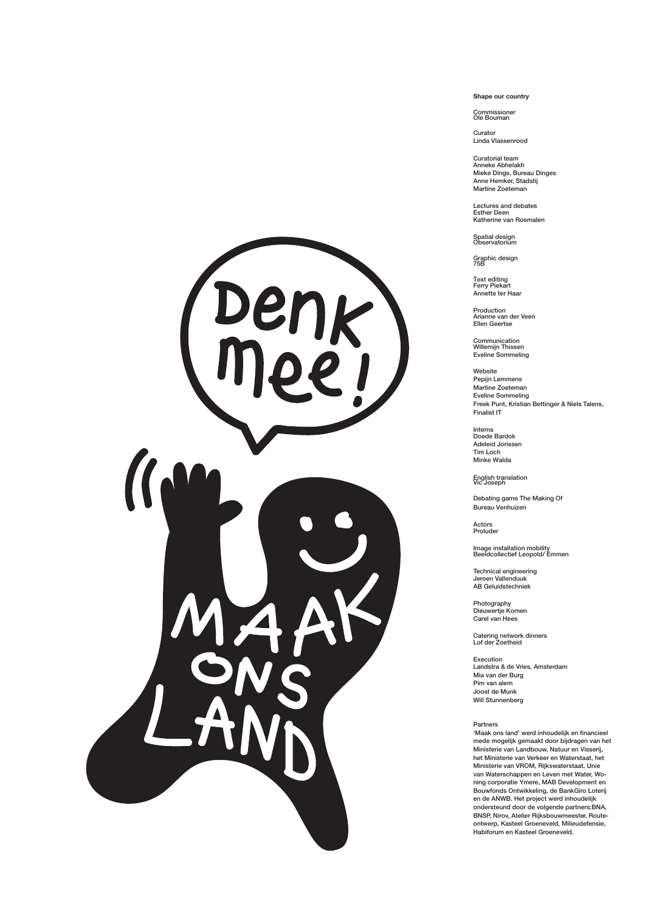Denk mee!

MAAK ONS LAND

**Shape our country**

Commissioner
Ole Bouman

Curator
Linda Vlassenrood

Curatorial team
Anneke Abhelakh
Mieke Dings, Bureau Dinges
Anne Hemker, Stadstij
Martine Zoeteman

Lectures and debates
Esther Deen
Katherine van Rosmalen

Spatial design
Observatorium

Graphic design
75B

Text editing
Ferry Piekart
Annette ter Haar

Production
Arianne van der Veen
Ellen Geertse

Communication
Willemijn Thissen
Eveline Sommeling

Website
Pepijn Lemmens
Martine Zoeteman
Eveline Sommeling
Freek Punt, Kristian Bettinger & Niels Talens, Finalist IT

Interns
Doede Bardok
Adeleid Jorissen
Tim Loch
Minke Walda

English translation
Vic Joseph

Debating game The Making Of
Bureau Venhuizen

Actors
Proluder

Image installation mobility
Beeldcollectief Leopold/ Emmen

Technical engineering
Jeroen Vallenduuk
AB Geluidstechniek

Photography
Dieuwertje Komen
Carel van Hees

Catering network dinners
Lof der Zoetheid

Execution
Landstra & de Vries, Amsterdam
Mia van der Burg
Pim van alem
Joost de Munk
Will Stunnenberg

Partners
'Maak ons land' werd inhoudelijk en financieel mede mogelijk gemaakt door bijdragen van het Ministerie van Landbouw, Natuur en Visserij, het Ministerie van Verkeer en Waterstaat, het Ministerie van VROM, Rijkswaterstaat, Unie van Waterschappen en Leven met Water, Woning corporatie Ymere, MAB Development en Bouwfonds Ontwikkeling, de BankGiro Loterij en de ANWB. Het project werd inhoudelijk ondersteund door de volgende partners:BNA, BNSP, Nirov, Atelier Rijksbouwmeester, Routeontwerp, Kasteel Groeneveld, Milieudefensie, Habiforum en Kasteel Groeneveld.